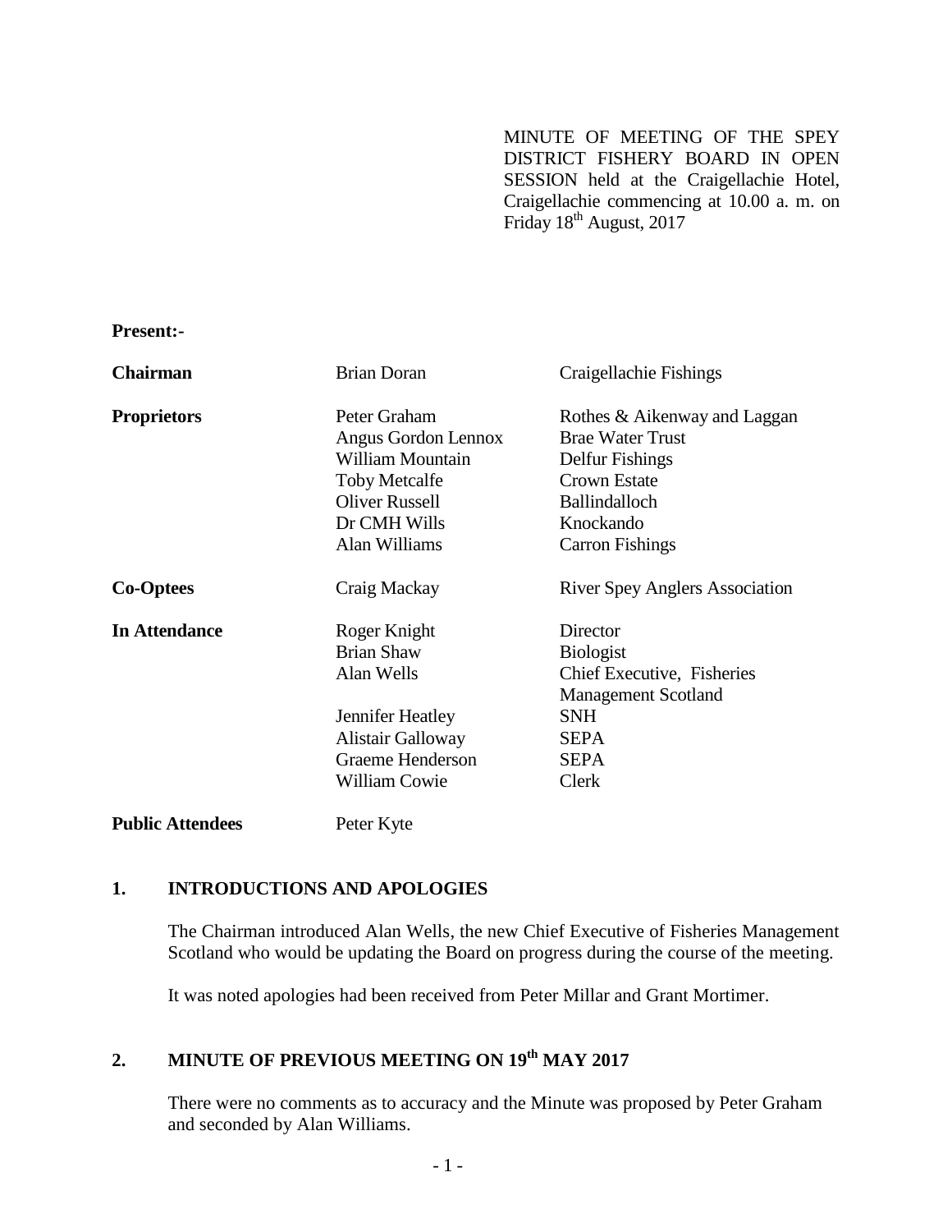MINUTE OF MEETING OF THE SPEY DISTRICT FISHERY BOARD IN OPEN SESSION held at the Craigellachie Hotel, Craigellachie commencing at 10.00 a. m. on Friday 18th August, 2017

**Present:-**

| | | |
|---|---|---|
| **Chairman** | Brian Doran | Craigellachie Fishings |
| **Proprietors** | Peter Graham | Rothes & Aikenway and Laggan |
| | Angus Gordon Lennox | Brae Water Trust |
| | William Mountain | Delfur Fishings |
| | Toby Metcalfe | Crown Estate |
| | Oliver Russell | Ballindalloch |
| | Dr CMH Wills | Knockando |
| | Alan Williams | Carron Fishings |
| **Co-Optees** | Craig Mackay | River Spey Anglers Association |
| **In Attendance** | Roger Knight | Director |
| | Brian Shaw | Biologist |
| | Alan Wells | Chief Executive, Fisheries Management Scotland |
| | Jennifer Heatley | SNH |
| | Alistair Galloway | SEPA |
| | Graeme Henderson | SEPA |
| | William Cowie | Clerk |
| **Public Attendees** | Peter Kyte | |

## 1. INTRODUCTIONS AND APOLOGIES

The Chairman introduced Alan Wells, the new Chief Executive of Fisheries Management Scotland who would be updating the Board on progress during the course of the meeting.

It was noted apologies had been received from Peter Millar and Grant Mortimer.

## 2. MINUTE OF PREVIOUS MEETING ON 19th MAY 2017

There were no comments as to accuracy and the Minute was proposed by Peter Graham and seconded by Alan Williams.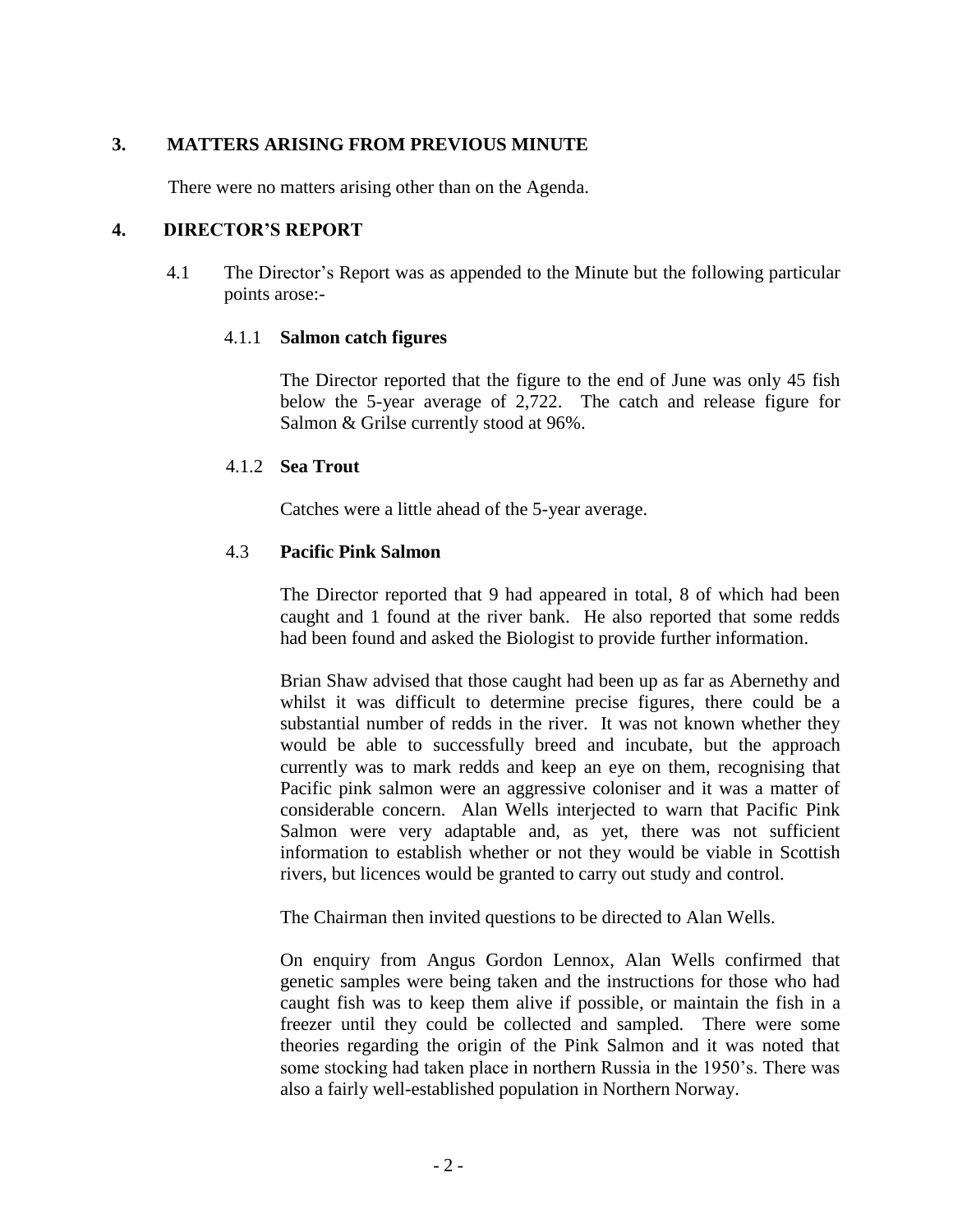## 3. MATTERS ARISING FROM PREVIOUS MINUTE

There were no matters arising other than on the Agenda.

## 4. DIRECTOR'S REPORT

4.1 The Director's Report was as appended to the Minute but the following particular points arose:-

4.1.1 **Salmon catch figures**

The Director reported that the figure to the end of June was only 45 fish below the 5-year average of 2,722. The catch and release figure for Salmon & Grilse currently stood at 96%.

4.1.2 **Sea Trout**

Catches were a little ahead of the 5-year average.

4.3 **Pacific Pink Salmon**

The Director reported that 9 had appeared in total, 8 of which had been caught and 1 found at the river bank. He also reported that some redds had been found and asked the Biologist to provide further information.

Brian Shaw advised that those caught had been up as far as Abernethy and whilst it was difficult to determine precise figures, there could be a substantial number of redds in the river. It was not known whether they would be able to successfully breed and incubate, but the approach currently was to mark redds and keep an eye on them, recognising that Pacific pink salmon were an aggressive coloniser and it was a matter of considerable concern. Alan Wells interjected to warn that Pacific Pink Salmon were very adaptable and, as yet, there was not sufficient information to establish whether or not they would be viable in Scottish rivers, but licences would be granted to carry out study and control.

The Chairman then invited questions to be directed to Alan Wells.

On enquiry from Angus Gordon Lennox, Alan Wells confirmed that genetic samples were being taken and the instructions for those who had caught fish was to keep them alive if possible, or maintain the fish in a freezer until they could be collected and sampled. There were some theories regarding the origin of the Pink Salmon and it was noted that some stocking had taken place in northern Russia in the 1950's. There was also a fairly well-established population in Northern Norway.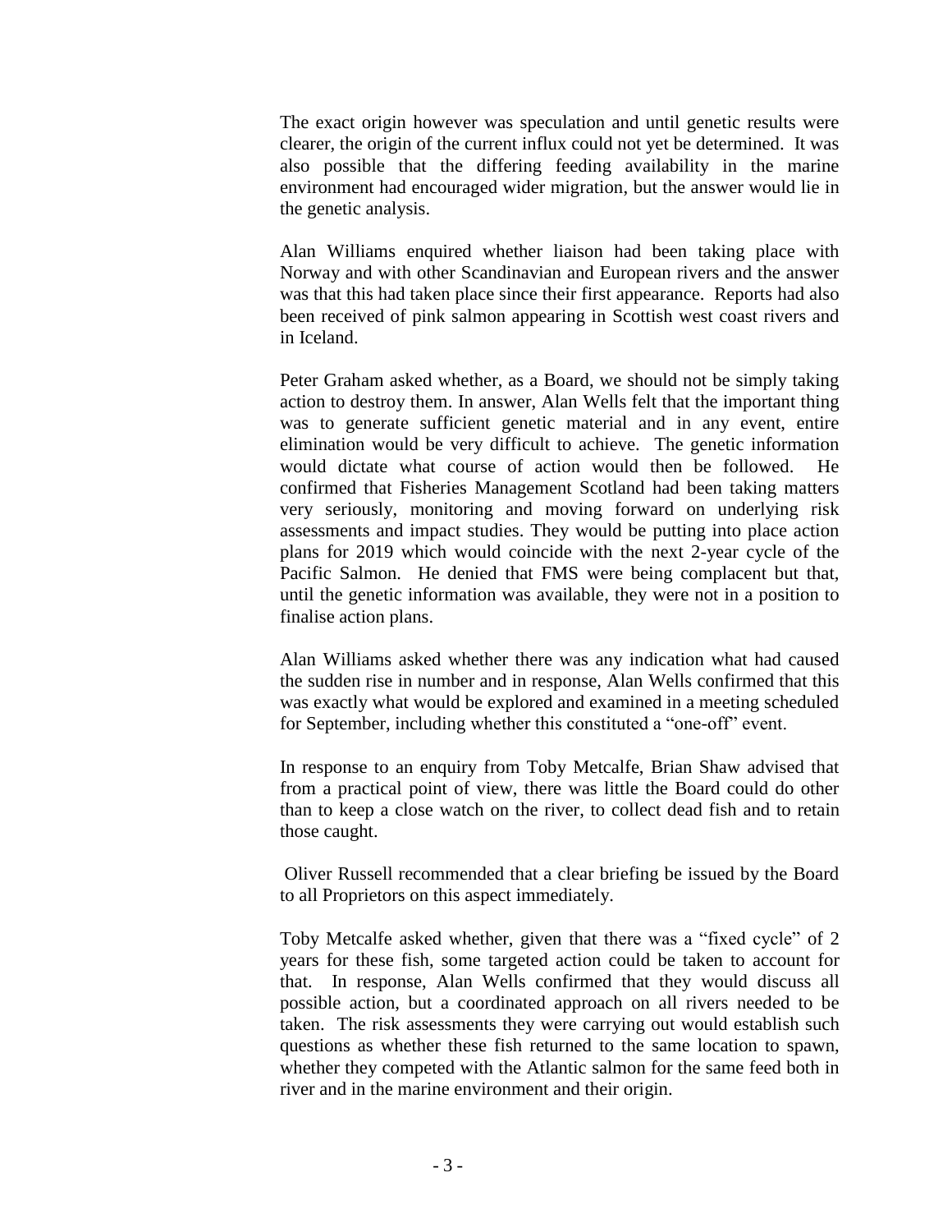The exact origin however was speculation and until genetic results were clearer, the origin of the current influx could not yet be determined. It was also possible that the differing feeding availability in the marine environment had encouraged wider migration, but the answer would lie in the genetic analysis.

Alan Williams enquired whether liaison had been taking place with Norway and with other Scandinavian and European rivers and the answer was that this had taken place since their first appearance. Reports had also been received of pink salmon appearing in Scottish west coast rivers and in Iceland.

Peter Graham asked whether, as a Board, we should not be simply taking action to destroy them. In answer, Alan Wells felt that the important thing was to generate sufficient genetic material and in any event, entire elimination would be very difficult to achieve. The genetic information would dictate what course of action would then be followed. He confirmed that Fisheries Management Scotland had been taking matters very seriously, monitoring and moving forward on underlying risk assessments and impact studies. They would be putting into place action plans for 2019 which would coincide with the next 2-year cycle of the Pacific Salmon. He denied that FMS were being complacent but that, until the genetic information was available, they were not in a position to finalise action plans.

Alan Williams asked whether there was any indication what had caused the sudden rise in number and in response, Alan Wells confirmed that this was exactly what would be explored and examined in a meeting scheduled for September, including whether this constituted a "one-off" event.

In response to an enquiry from Toby Metcalfe, Brian Shaw advised that from a practical point of view, there was little the Board could do other than to keep a close watch on the river, to collect dead fish and to retain those caught.

Oliver Russell recommended that a clear briefing be issued by the Board to all Proprietors on this aspect immediately.

Toby Metcalfe asked whether, given that there was a "fixed cycle" of 2 years for these fish, some targeted action could be taken to account for that. In response, Alan Wells confirmed that they would discuss all possible action, but a coordinated approach on all rivers needed to be taken. The risk assessments they were carrying out would establish such questions as whether these fish returned to the same location to spawn, whether they competed with the Atlantic salmon for the same feed both in river and in the marine environment and their origin.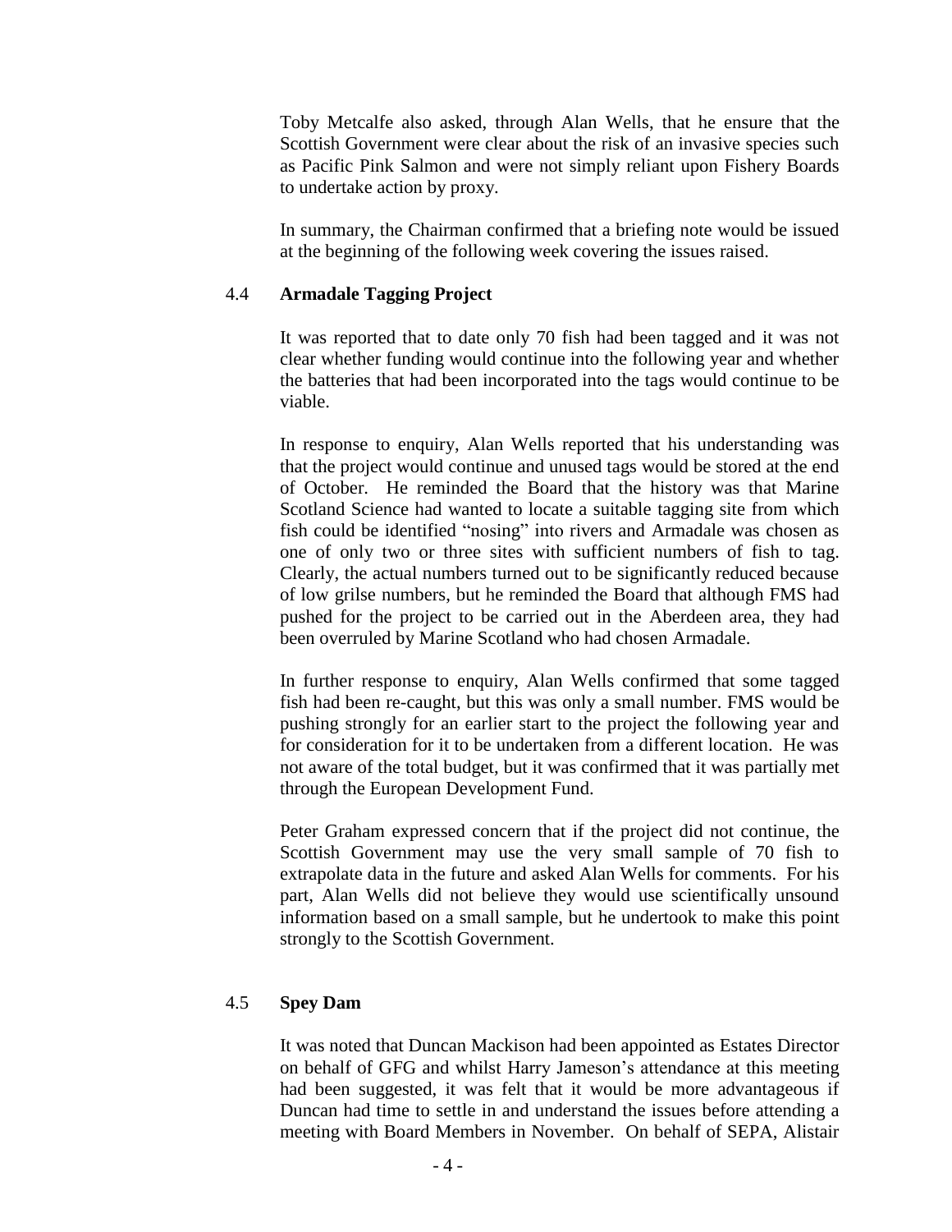Toby Metcalfe also asked, through Alan Wells, that he ensure that the Scottish Government were clear about the risk of an invasive species such as Pacific Pink Salmon and were not simply reliant upon Fishery Boards to undertake action by proxy.

In summary, the Chairman confirmed that a briefing note would be issued at the beginning of the following week covering the issues raised.

### 4.4 Armadale Tagging Project

It was reported that to date only 70 fish had been tagged and it was not clear whether funding would continue into the following year and whether the batteries that had been incorporated into the tags would continue to be viable.

In response to enquiry, Alan Wells reported that his understanding was that the project would continue and unused tags would be stored at the end of October. He reminded the Board that the history was that Marine Scotland Science had wanted to locate a suitable tagging site from which fish could be identified "nosing" into rivers and Armadale was chosen as one of only two or three sites with sufficient numbers of fish to tag. Clearly, the actual numbers turned out to be significantly reduced because of low grilse numbers, but he reminded the Board that although FMS had pushed for the project to be carried out in the Aberdeen area, they had been overruled by Marine Scotland who had chosen Armadale.

In further response to enquiry, Alan Wells confirmed that some tagged fish had been re-caught, but this was only a small number. FMS would be pushing strongly for an earlier start to the project the following year and for consideration for it to be undertaken from a different location. He was not aware of the total budget, but it was confirmed that it was partially met through the European Development Fund.

Peter Graham expressed concern that if the project did not continue, the Scottish Government may use the very small sample of 70 fish to extrapolate data in the future and asked Alan Wells for comments. For his part, Alan Wells did not believe they would use scientifically unsound information based on a small sample, but he undertook to make this point strongly to the Scottish Government.

### 4.5 Spey Dam

It was noted that Duncan Mackison had been appointed as Estates Director on behalf of GFG and whilst Harry Jameson's attendance at this meeting had been suggested, it was felt that it would be more advantageous if Duncan had time to settle in and understand the issues before attending a meeting with Board Members in November. On behalf of SEPA, Alistair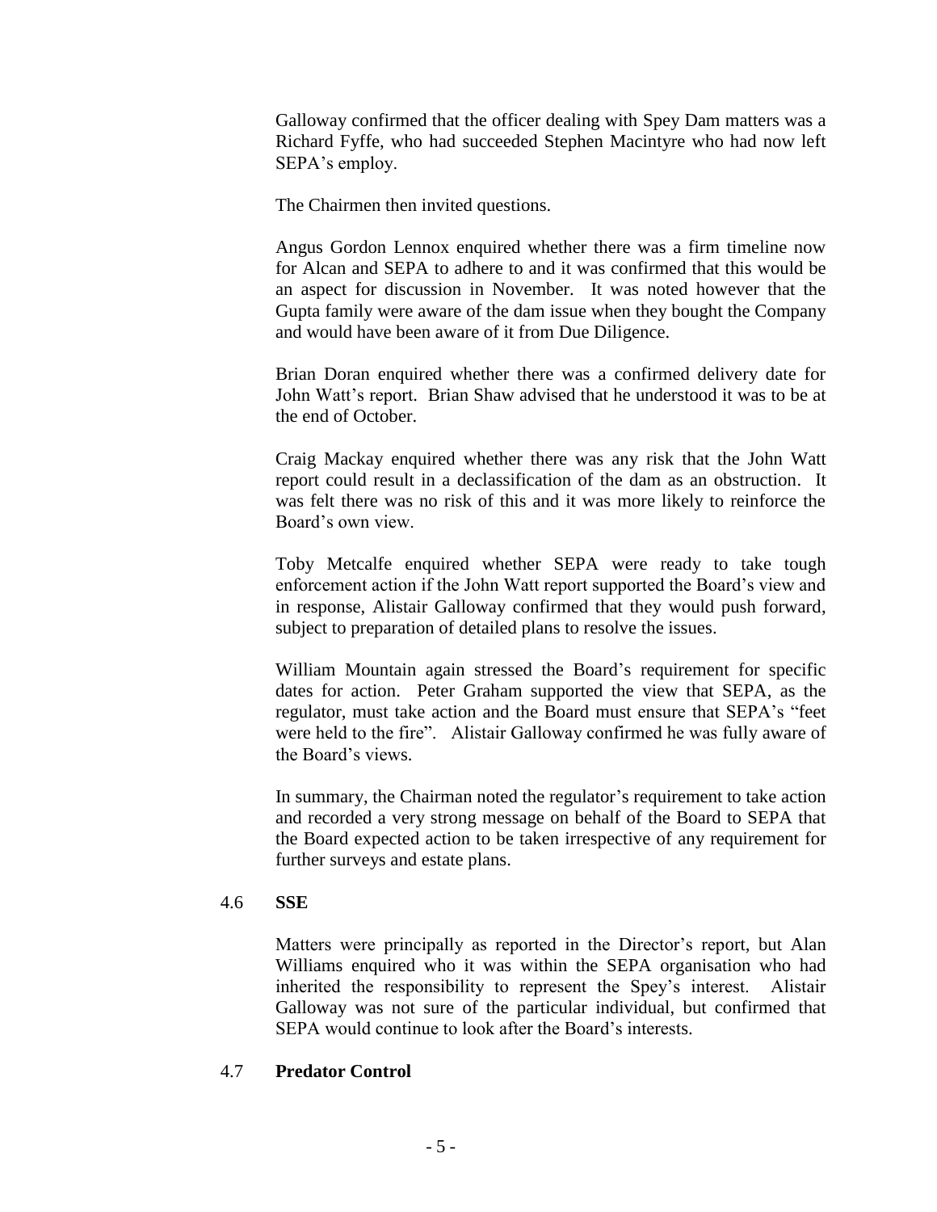Galloway confirmed that the officer dealing with Spey Dam matters was a Richard Fyffe, who had succeeded Stephen Macintyre who had now left SEPA's employ.

The Chairmen then invited questions.

Angus Gordon Lennox enquired whether there was a firm timeline now for Alcan and SEPA to adhere to and it was confirmed that this would be an aspect for discussion in November. It was noted however that the Gupta family were aware of the dam issue when they bought the Company and would have been aware of it from Due Diligence.

Brian Doran enquired whether there was a confirmed delivery date for John Watt's report. Brian Shaw advised that he understood it was to be at the end of October.

Craig Mackay enquired whether there was any risk that the John Watt report could result in a declassification of the dam as an obstruction. It was felt there was no risk of this and it was more likely to reinforce the Board's own view.

Toby Metcalfe enquired whether SEPA were ready to take tough enforcement action if the John Watt report supported the Board's view and in response, Alistair Galloway confirmed that they would push forward, subject to preparation of detailed plans to resolve the issues.

William Mountain again stressed the Board's requirement for specific dates for action. Peter Graham supported the view that SEPA, as the regulator, must take action and the Board must ensure that SEPA's "feet were held to the fire". Alistair Galloway confirmed he was fully aware of the Board's views.

In summary, the Chairman noted the regulator's requirement to take action and recorded a very strong message on behalf of the Board to SEPA that the Board expected action to be taken irrespective of any requirement for further surveys and estate plans.

### 4.6 **SSE**

Matters were principally as reported in the Director's report, but Alan Williams enquired who it was within the SEPA organisation who had inherited the responsibility to represent the Spey's interest. Alistair Galloway was not sure of the particular individual, but confirmed that SEPA would continue to look after the Board's interests.

### 4.7 **Predator Control**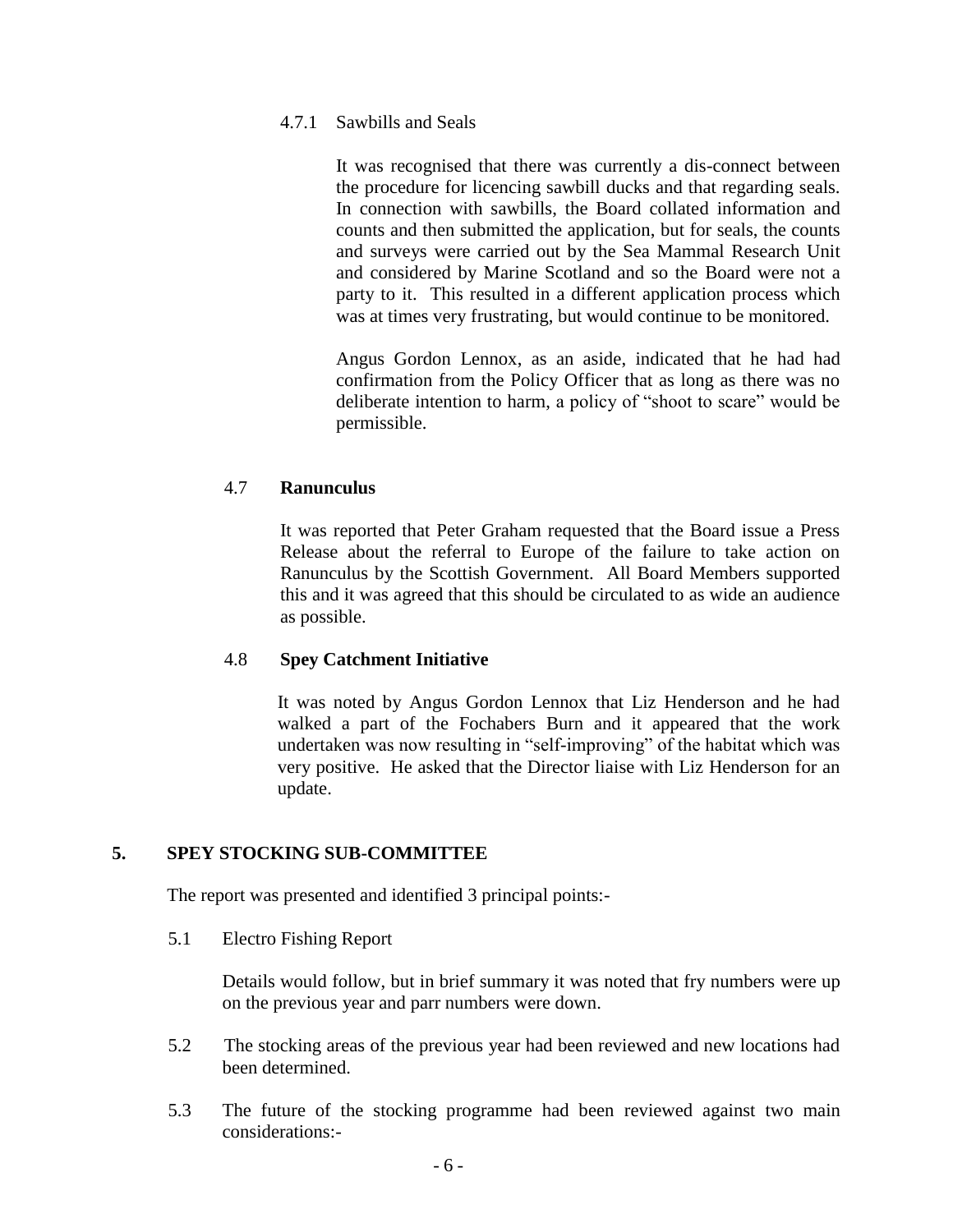4.7.1 Sawbills and Seals

It was recognised that there was currently a dis-connect between the procedure for licencing sawbill ducks and that regarding seals. In connection with sawbills, the Board collated information and counts and then submitted the application, but for seals, the counts and surveys were carried out by the Sea Mammal Research Unit and considered by Marine Scotland and so the Board were not a party to it. This resulted in a different application process which was at times very frustrating, but would continue to be monitored.

Angus Gordon Lennox, as an aside, indicated that he had had confirmation from the Policy Officer that as long as there was no deliberate intention to harm, a policy of "shoot to scare" would be permissible.

4.7 **Ranunculus**

It was reported that Peter Graham requested that the Board issue a Press Release about the referral to Europe of the failure to take action on Ranunculus by the Scottish Government. All Board Members supported this and it was agreed that this should be circulated to as wide an audience as possible.

4.8 **Spey Catchment Initiative**

It was noted by Angus Gordon Lennox that Liz Henderson and he had walked a part of the Fochabers Burn and it appeared that the work undertaken was now resulting in "self-improving" of the habitat which was very positive. He asked that the Director liaise with Liz Henderson for an update.

## 5. SPEY STOCKING SUB-COMMITTEE

The report was presented and identified 3 principal points:-

5.1 Electro Fishing Report

Details would follow, but in brief summary it was noted that fry numbers were up on the previous year and parr numbers were down.

5.2 The stocking areas of the previous year had been reviewed and new locations had been determined.

5.3 The future of the stocking programme had been reviewed against two main considerations:-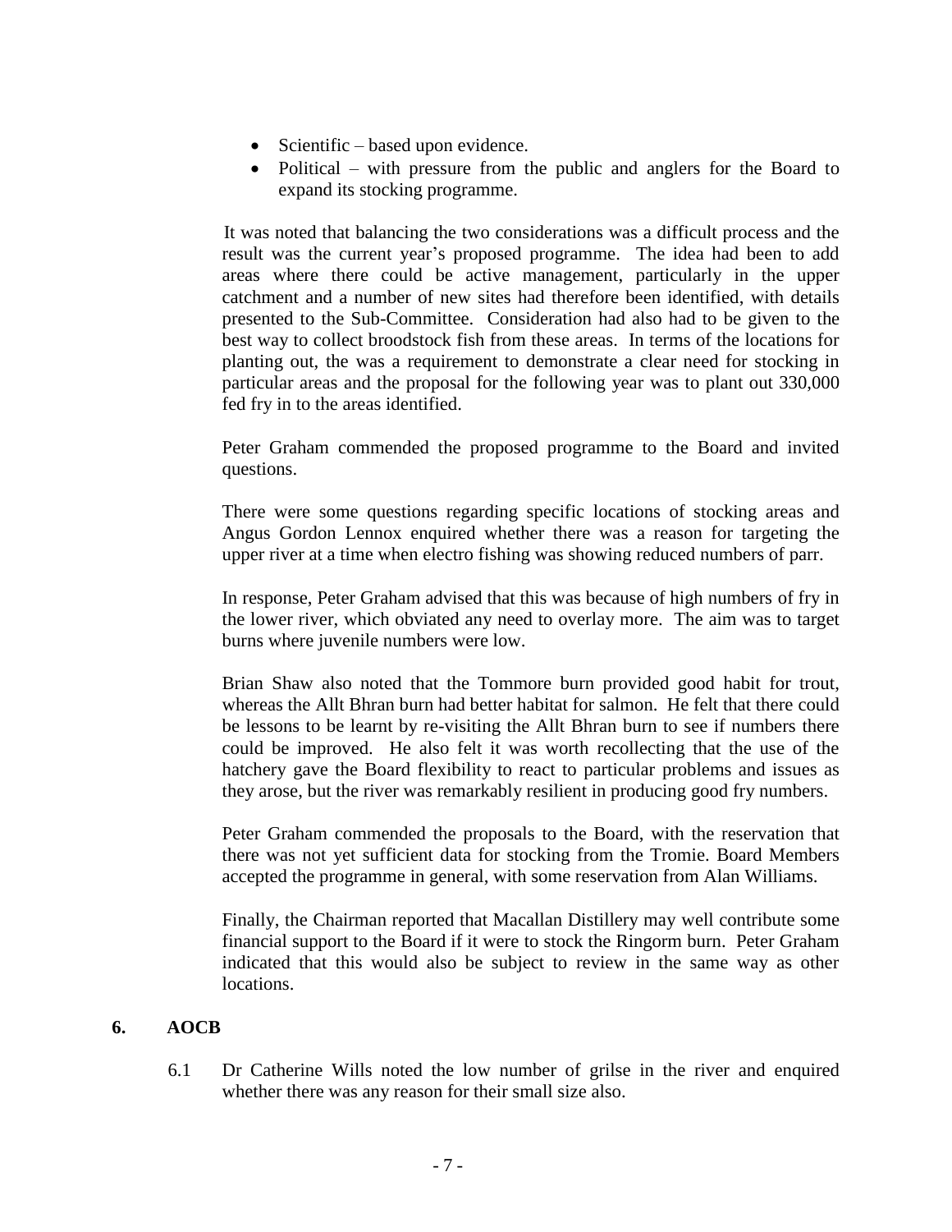- Scientific – based upon evidence.
- Political – with pressure from the public and anglers for the Board to expand its stocking programme.

It was noted that balancing the two considerations was a difficult process and the result was the current year's proposed programme. The idea had been to add areas where there could be active management, particularly in the upper catchment and a number of new sites had therefore been identified, with details presented to the Sub-Committee. Consideration had also had to be given to the best way to collect broodstock fish from these areas. In terms of the locations for planting out, the was a requirement to demonstrate a clear need for stocking in particular areas and the proposal for the following year was to plant out 330,000 fed fry in to the areas identified.

Peter Graham commended the proposed programme to the Board and invited questions.

There were some questions regarding specific locations of stocking areas and Angus Gordon Lennox enquired whether there was a reason for targeting the upper river at a time when electro fishing was showing reduced numbers of parr.

In response, Peter Graham advised that this was because of high numbers of fry in the lower river, which obviated any need to overlay more. The aim was to target burns where juvenile numbers were low.

Brian Shaw also noted that the Tommore burn provided good habit for trout, whereas the Allt Bhran burn had better habitat for salmon. He felt that there could be lessons to be learnt by re-visiting the Allt Bhran burn to see if numbers there could be improved. He also felt it was worth recollecting that the use of the hatchery gave the Board flexibility to react to particular problems and issues as they arose, but the river was remarkably resilient in producing good fry numbers.

Peter Graham commended the proposals to the Board, with the reservation that there was not yet sufficient data for stocking from the Tromie. Board Members accepted the programme in general, with some reservation from Alan Williams.

Finally, the Chairman reported that Macallan Distillery may well contribute some financial support to the Board if it were to stock the Ringorm burn. Peter Graham indicated that this would also be subject to review in the same way as other locations.

## 6. AOCB

6.1 Dr Catherine Wills noted the low number of grilse in the river and enquired whether there was any reason for their small size also.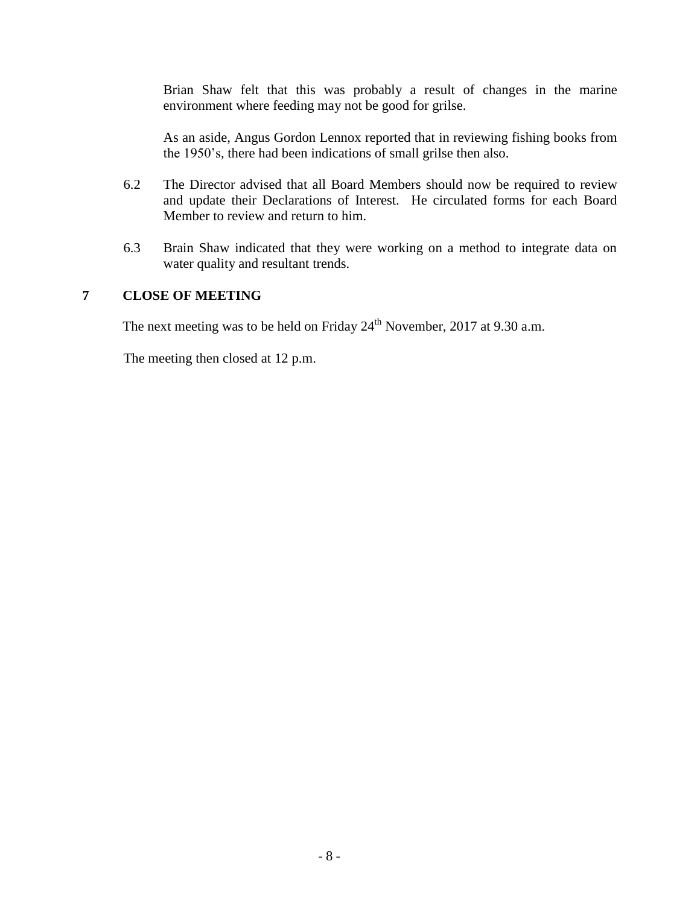Brian Shaw felt that this was probably a result of changes in the marine environment where feeding may not be good for grilse.

As an aside, Angus Gordon Lennox reported that in reviewing fishing books from the 1950's, there had been indications of small grilse then also.

6.2 The Director advised that all Board Members should now be required to review and update their Declarations of Interest. He circulated forms for each Board Member to review and return to him.

6.3 Brain Shaw indicated that they were working on a method to integrate data on water quality and resultant trends.

## 7 CLOSE OF MEETING

The next meeting was to be held on Friday 24th November, 2017 at 9.30 a.m.

The meeting then closed at 12 p.m.